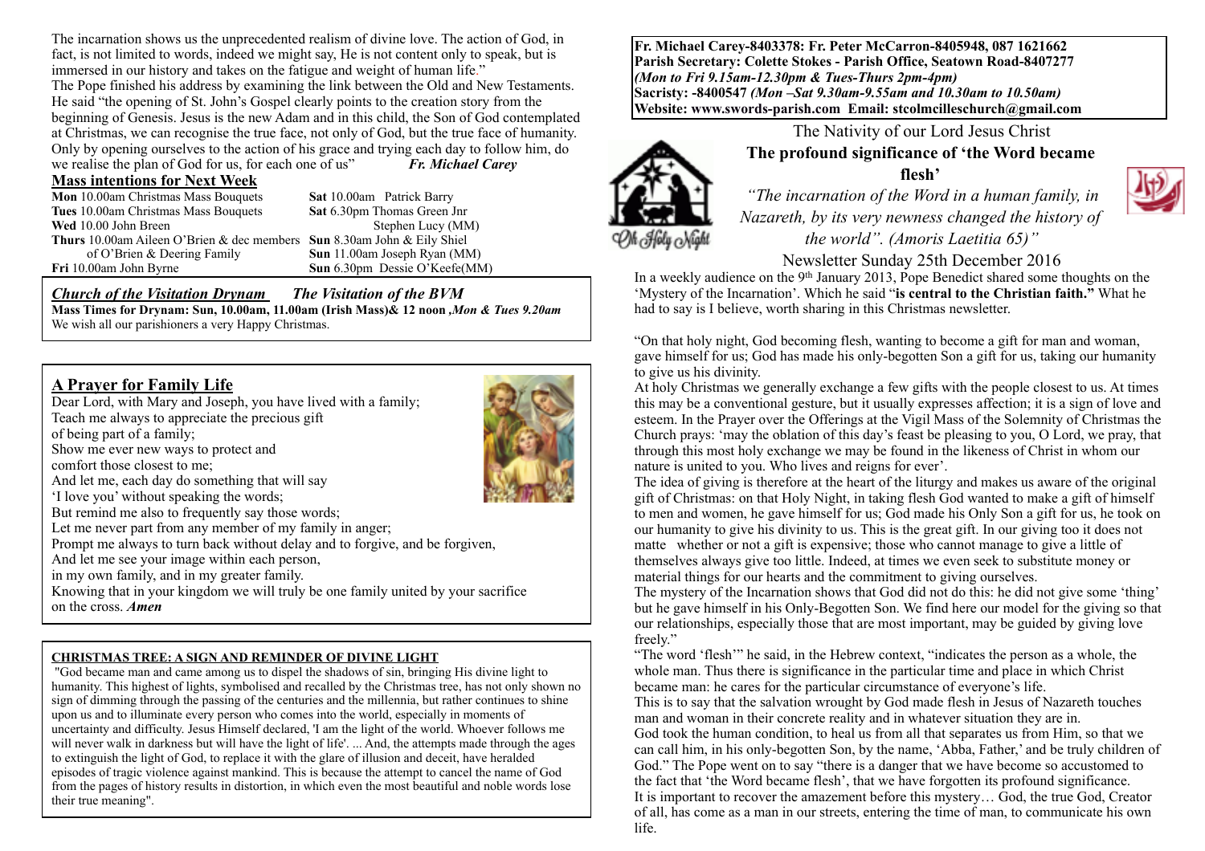The incarnation shows us the unprecedented realism of divine love. The action of God, in fact, is not limited to words, indeed we might say, He is not content only to speak, but is immersed in our history and takes on the fatigue and weight of human life."

The Pope finished his address by examining the link between the Old and New Testaments. He said "the opening of St. John's Gospel clearly points to the creation story from the beginning of Genesis. Jesus is the new Adam and in this child, the Son of God contemplated at Christmas, we can recognise the true face, not only of God, but the true face of humanity. Only by opening ourselves to the action of his grace and trying each day to follow him, do we realise the plan of God for us, for each one of us" ***Fr. Michael Carey***

## Mass intentions for Next Week

| | |
|---|---|
| **Mon** 10.00am Christmas Mass Bouquets | **Sat** 10.00am Patrick Barry |
| **Tues** 10.00am Christmas Mass Bouquets | **Sat** 6.30pm Thomas Green Jnr |
| **Wed** 10.00 John Breen | Stephen Lucy (MM) |
| **Thurs** 10.00am Aileen O'Brien & dec members of O'Brien & Deering Family | **Sun** 8.30am John & Eily Shiel |
| | **Sun** 11.00am Joseph Ryan (MM) |
| **Fri** 10.00am John Byrne | **Sun** 6.30pm Dessie O'Keefe(MM) |

***Church of the Visitation Drynam*** ***The Visitation of the BVM***

**Mass Times for Drynam: Sun, 10.00am, 11.00am (Irish Mass)& 12 noon ,*Mon & Tues 9.20am***

We wish all our parishioners a very Happy Christmas.

## A Prayer for Family Life

Dear Lord, with Mary and Joseph, you have lived with a family;
Teach me always to appreciate the precious gift
of being part of a family;
Show me ever new ways to protect and
comfort those closest to me;
And let me, each day do something that will say
'I love you' without speaking the words;
But remind me also to frequently say those words;
Let me never part from any member of my family in anger;
Prompt me always to turn back without delay and to forgive, and be forgiven,
And let me see your image within each person,
in my own family, and in my greater family.
Knowing that in your kingdom we will truly be one family united by your sacrifice
on the cross. ***Amen***

**CHRISTMAS TREE: A SIGN AND REMINDER OF DIVINE LIGHT**

"God became man and came among us to dispel the shadows of sin, bringing His divine light to humanity. This highest of lights, symbolised and recalled by the Christmas tree, has not only shown no sign of dimming through the passing of the centuries and the millennia, but rather continues to shine upon us and to illuminate every person who comes into the world, especially in moments of uncertainty and difficulty. Jesus Himself declared, 'I am the light of the world. Whoever follows me will never walk in darkness but will have the light of life'. ... And, the attempts made through the ages to extinguish the light of God, to replace it with the glare of illusion and deceit, have heralded episodes of tragic violence against mankind. This is because the attempt to cancel the name of God from the pages of history results in distortion, in which even the most beautiful and noble words lose their true meaning".

**Fr. Michael Carey-8403378: Fr. Peter McCarron-8405948, 087 1621662**
**Parish Secretary: Colette Stokes - Parish Office, Seatown Road-8407277**
***(Mon to Fri 9.15am-12.30pm & Tues-Thurs 2pm-4pm)***
**Sacristy: -8400547 *(Mon –Sat 9.30am-9.55am and 10.30am to 10.50am)***
**Website: www.swords-parish.com Email: stcolmcilleschurch@gmail.com**

Oh Holy Night

# The Nativity of our Lord Jesus Christ

## The profound significance of 'the Word became flesh'

*"The incarnation of the Word in a human family, in Nazareth, by its very newness changed the history of the world". (Amoris Laetitia 65)"*

Newsletter Sunday 25th December 2016

In a weekly audience on the 9th January 2013, Pope Benedict shared some thoughts on the 'Mystery of the Incarnation'. Which he said "**is central to the Christian faith."** What he had to say is I believe, worth sharing in this Christmas newsletter.

"On that holy night, God becoming flesh, wanting to become a gift for man and woman, gave himself for us; God has made his only-begotten Son a gift for us, taking our humanity to give us his divinity.

At holy Christmas we generally exchange a few gifts with the people closest to us. At times this may be a conventional gesture, but it usually expresses affection; it is a sign of love and esteem. In the Prayer over the Offerings at the Vigil Mass of the Solemnity of Christmas the Church prays: 'may the oblation of this day's feast be pleasing to you, O Lord, we pray, that through this most holy exchange we may be found in the likeness of Christ in whom our nature is united to you. Who lives and reigns for ever'.

The idea of giving is therefore at the heart of the liturgy and makes us aware of the original gift of Christmas: on that Holy Night, in taking flesh God wanted to make a gift of himself to men and women, he gave himself for us; God made his Only Son a gift for us, he took on our humanity to give his divinity to us. This is the great gift. In our giving too it does not matte whether or not a gift is expensive; those who cannot manage to give a little of themselves always give too little. Indeed, at times we even seek to substitute money or material things for our hearts and the commitment to giving ourselves.

The mystery of the Incarnation shows that God did not do this: he did not give some 'thing' but he gave himself in his Only-Begotten Son. We find here our model for the giving so that our relationships, especially those that are most important, may be guided by giving love freely."

"The word 'flesh'" he said, in the Hebrew context, "indicates the person as a whole, the whole man. Thus there is significance in the particular time and place in which Christ became man: he cares for the particular circumstance of everyone's life.

This is to say that the salvation wrought by God made flesh in Jesus of Nazareth touches man and woman in their concrete reality and in whatever situation they are in.

God took the human condition, to heal us from all that separates us from Him, so that we can call him, in his only-begotten Son, by the name, 'Abba, Father,' and be truly children of God." The Pope went on to say "there is a danger that we have become so accustomed to the fact that 'the Word became flesh', that we have forgotten its profound significance.

It is important to recover the amazement before this mystery… God, the true God, Creator of all, has come as a man in our streets, entering the time of man, to communicate his own life.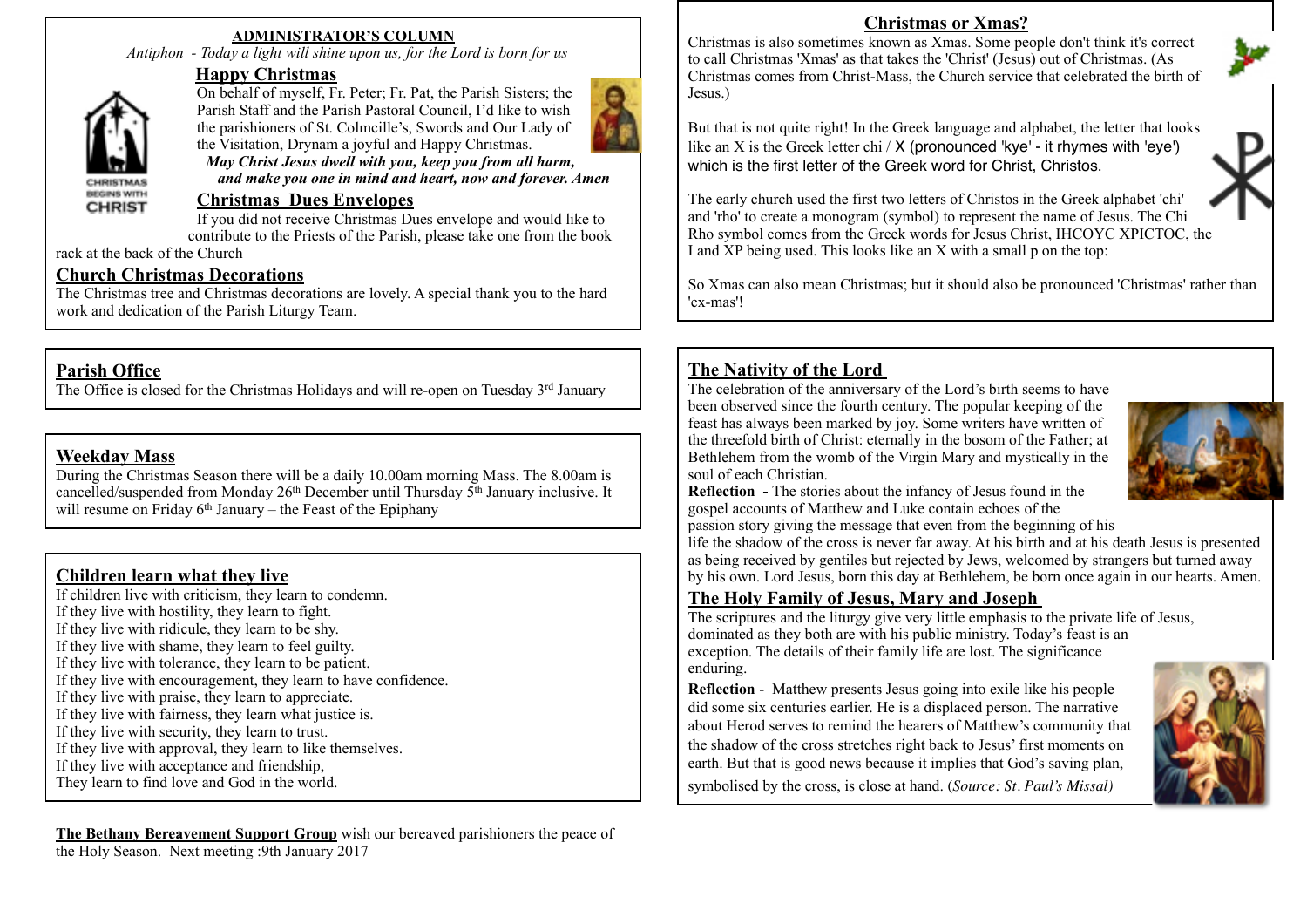### ADMINISTRATOR'S COLUMN

*Antiphon - Today a light will shine upon us, for the Lord is born for us*

CHRISTMAS BEGINS WITH CHRIST

## Happy Christmas

On behalf of myself, Fr. Peter; Fr. Pat, the Parish Sisters; the Parish Staff and the Parish Pastoral Council, I'd like to wish the parishioners of St. Colmcille's, Swords and Our Lady of the Visitation, Drynam a joyful and Happy Christmas.

***May Christ Jesus dwell with you, keep you from all harm, and make you one in mind and heart, now and forever. Amen***

## Christmas Dues Envelopes

If you did not receive Christmas Dues envelope and would like to contribute to the Priests of the Parish, please take one from the book rack at the back of the Church

## Church Christmas Decorations

The Christmas tree and Christmas decorations are lovely. A special thank you to the hard work and dedication of the Parish Liturgy Team.

## Parish Office

The Office is closed for the Christmas Holidays and will re-open on Tuesday 3rd January

## Weekday Mass

During the Christmas Season there will be a daily 10.00am morning Mass. The 8.00am is cancelled/suspended from Monday 26th December until Thursday 5th January inclusive. It will resume on Friday 6th January – the Feast of the Epiphany

## Children learn what they live

If children live with criticism, they learn to condemn.
If they live with hostility, they learn to fight.
If they live with ridicule, they learn to be shy.
If they live with shame, they learn to feel guilty.
If they live with tolerance, they learn to be patient.
If they live with encouragement, they learn to have confidence.
If they live with praise, they learn to appreciate.
If they live with fairness, they learn what justice is.
If they live with security, they learn to trust.
If they live with approval, they learn to like themselves.
If they live with acceptance and friendship,
They learn to find love and God in the world.

**The Bethany Bereavement Support Group** wish our bereaved parishioners the peace of the Holy Season. Next meeting :9th January 2017

## Christmas or Xmas?

Christmas is also sometimes known as Xmas. Some people don't think it's correct to call Christmas 'Xmas' as that takes the 'Christ' (Jesus) out of Christmas. (As Christmas comes from Christ-Mass, the Church service that celebrated the birth of Jesus.)

But that is not quite right! In the Greek language and alphabet, the letter that looks like an X is the Greek letter chi / X (pronounced 'kye' - it rhymes with 'eye') which is the first letter of the Greek word for Christ, Christos.

The early church used the first two letters of Christos in the Greek alphabet 'chi' and 'rho' to create a monogram (symbol) to represent the name of Jesus. The Chi Rho symbol comes from the Greek words for Jesus Christ, IHCOYC XPICTOC, the I and XP being used. This looks like an X with a small p on the top:

So Xmas can also mean Christmas; but it should also be pronounced 'Christmas' rather than 'ex-mas'!

## The Nativity of the Lord

The celebration of the anniversary of the Lord's birth seems to have been observed since the fourth century. The popular keeping of the feast has always been marked by joy. Some writers have written of the threefold birth of Christ: eternally in the bosom of the Father; at Bethlehem from the womb of the Virgin Mary and mystically in the soul of each Christian.

**Reflection -** The stories about the infancy of Jesus found in the gospel accounts of Matthew and Luke contain echoes of the passion story giving the message that even from the beginning of his life the shadow of the cross is never far away. At his birth and at his death Jesus is presented as being received by gentiles but rejected by Jews, welcomed by strangers but turned away by his own. Lord Jesus, born this day at Bethlehem, be born once again in our hearts. Amen.

## The Holy Family of Jesus, Mary and Joseph

The scriptures and the liturgy give very little emphasis to the private life of Jesus, dominated as they both are with his public ministry. Today's feast is an exception. The details of their family life are lost. The significance enduring.

**Reflection** - Matthew presents Jesus going into exile like his people did some six centuries earlier. He is a displaced person. The narrative about Herod serves to remind the hearers of Matthew's community that the shadow of the cross stretches right back to Jesus' first moments on earth. But that is good news because it implies that God's saving plan, symbolised by the cross, is close at hand. (*Source: St. Paul's Missal)*